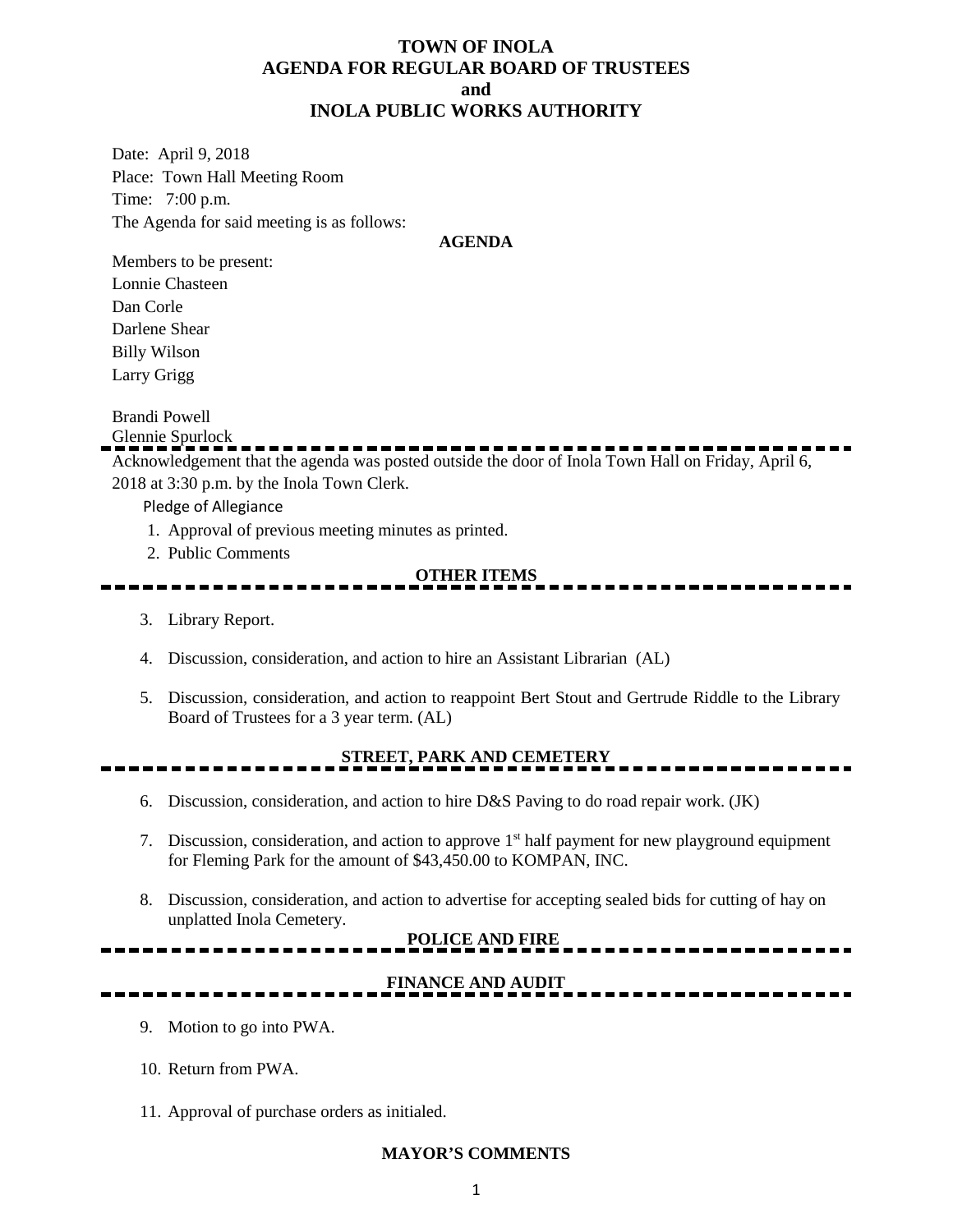# TOWN OF INOLA
# AGENDA FOR REGULAR BOARD OF TRUSTEES
# and
# INOLA PUBLIC WORKS AUTHORITY

Date: April 9, 2018
Place: Town Hall Meeting Room
Time: 7:00 p.m.
The Agenda for said meeting is as follows:

**AGENDA**

Members to be present:
Lonnie Chasteen
Dan Corle
Darlene Shear
Billy Wilson
Larry Grigg

Brandi Powell
Glennie Spurlock

---

Acknowledgement that the agenda was posted outside the door of Inola Town Hall on Friday, April 6, 2018 at 3:30 p.m. by the Inola Town Clerk.

Pledge of Allegiance

1. Approval of previous meeting minutes as printed.
2. Public Comments

**OTHER ITEMS**

3. Library Report.
4. Discussion, consideration, and action to hire an Assistant Librarian (AL)
5. Discussion, consideration, and action to reappoint Bert Stout and Gertrude Riddle to the Library Board of Trustees for a 3 year term. (AL)

**STREET, PARK AND CEMETERY**

6. Discussion, consideration, and action to hire D&S Paving to do road repair work. (JK)
7. Discussion, consideration, and action to approve 1st half payment for new playground equipment for Fleming Park for the amount of $43,450.00 to KOMPAN, INC.
8. Discussion, consideration, and action to advertise for accepting sealed bids for cutting of hay on unplatted Inola Cemetery.

**POLICE AND FIRE**

**FINANCE AND AUDIT**

9. Motion to go into PWA.
10. Return from PWA.
11. Approval of purchase orders as initialed.

**MAYOR'S COMMENTS**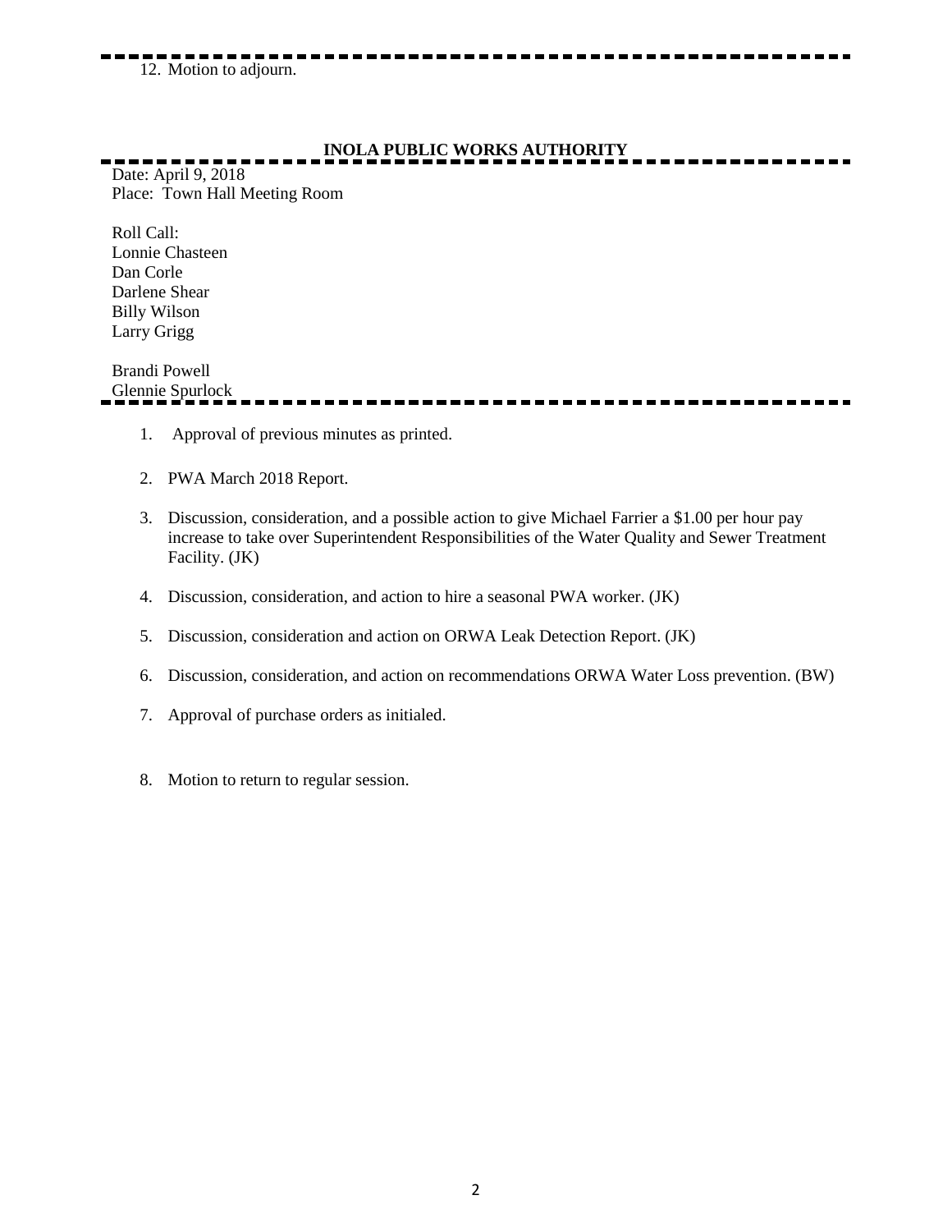12. Motion to adjourn.

## INOLA PUBLIC WORKS AUTHORITY

Date: April 9, 2018
Place: Town Hall Meeting Room

Roll Call:
Lonnie Chasteen
Dan Corle
Darlene Shear
Billy Wilson
Larry Grigg

Brandi Powell
Glennie Spurlock

1. Approval of previous minutes as printed.

2. PWA March 2018 Report.

3. Discussion, consideration, and a possible action to give Michael Farrier a $1.00 per hour pay increase to take over Superintendent Responsibilities of the Water Quality and Sewer Treatment Facility. (JK)

4. Discussion, consideration, and action to hire a seasonal PWA worker. (JK)

5. Discussion, consideration and action on ORWA Leak Detection Report. (JK)

6. Discussion, consideration, and action on recommendations ORWA Water Loss prevention. (BW)

7. Approval of purchase orders as initialed.

8. Motion to return to regular session.